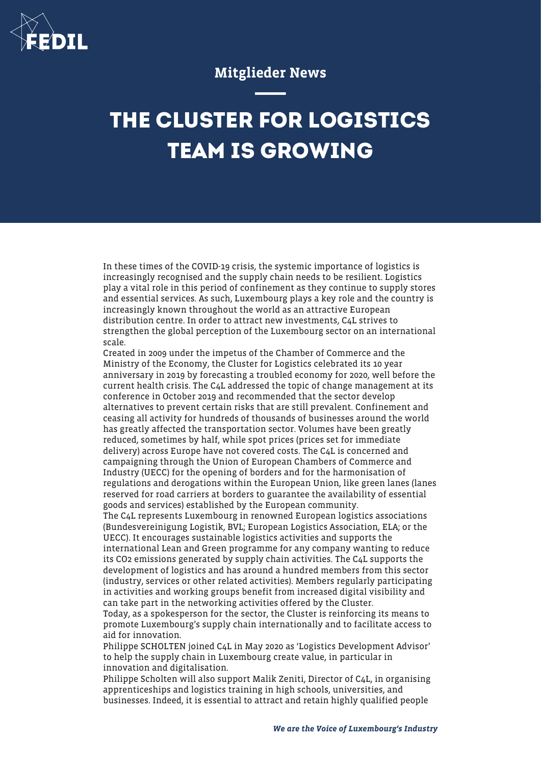Mitglieder News

# THE CLUSTER FOR LOGISTICS TEAM IS GROWING

In these times of the COVID-19 crisis, the systemic importance of logistics is increasingly recognised and the supply chain needs to be resilient. Logistics play a vital role in this period of confinement as they continue to supply stores and essential services. As such, Luxembourg plays a key role and the country is increasingly known throughout the world as an attractive European distribution centre. In order to attract new investments, C4L strives to strengthen the global perception of the Luxembourg sector on an international scale.

Created in 2009 under the impetus of the Chamber of Commerce and the Ministry of the Economy, the Cluster for Logistics celebrated its 10 year anniversary in 2019 by forecasting a troubled economy for 2020, well before the current health crisis. The C4L addressed the topic of change management at its conference in October 2019 and recommended that the sector develop alternatives to prevent certain risks that are still prevalent. Confinement and ceasing all activity for hundreds of thousands of businesses around the world has greatly affected the transportation sector. Volumes have been greatly reduced, sometimes by half, while spot prices (prices set for immediate delivery) across Europe have not covered costs. The C4L is concerned and campaigning through the Union of European Chambers of Commerce and Industry (UECC) for the opening of borders and for the harmonisation of regulations and derogations within the European Union, like green lanes (lanes reserved for road carriers at borders to guarantee the availability of essential goods and services) established by the European community.

The C4L represents Luxembourg in renowned European logistics associations (Bundesvereinigung Logistik, BVL; European Logistics Association, ELA; or the UECC). It encourages sustainable logistics activities and supports the international Lean and Green programme for any company wanting to reduce its $CO_2$ emissions generated by supply chain activities. The C4L supports the development of logistics and has around a hundred members from this sector (industry, services or other related activities). Members regularly participating in activities and working groups benefit from increased digital visibility and can take part in the networking activities offered by the Cluster.

Today, as a spokesperson for the sector, the Cluster is reinforcing its means to promote Luxembourg's supply chain internationally and to facilitate access to aid for innovation.

Philippe SCHOLTEN joined C4L in May 2020 as 'Logistics Development Advisor' to help the supply chain in Luxembourg create value, in particular in innovation and digitalisation.

Philippe Scholten will also support Malik Zeniti, Director of C4L, in organising apprenticeships and logistics training in high schools, universities, and businesses. Indeed, it is essential to attract and retain highly qualified people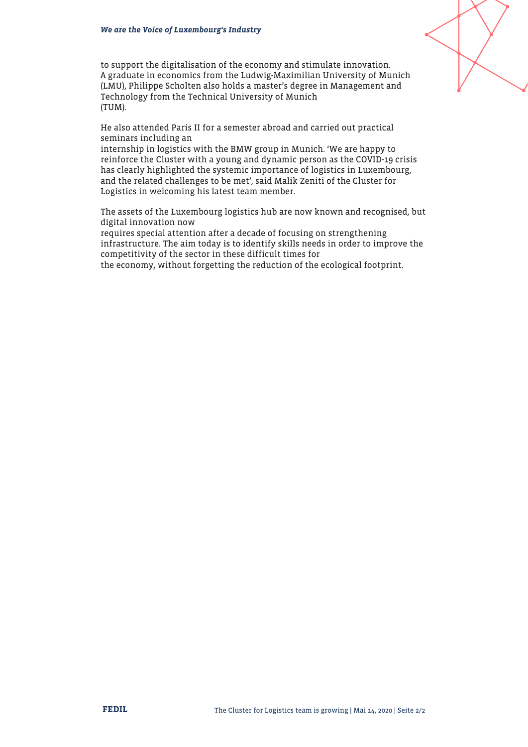to support the digitalisation of the economy and stimulate innovation. A graduate in economics from the Ludwig-Maximilian University of Munich (LMU), Philippe Scholten also holds a master's degree in Management and Technology from the Technical University of Munich (TUM).

He also attended Paris II for a semester abroad and carried out practical seminars including an internship in logistics with the BMW group in Munich. 'We are happy to reinforce the Cluster with a young and dynamic person as the COVID-19 crisis has clearly highlighted the systemic importance of logistics in Luxembourg, and the related challenges to be met', said Malik Zeniti of the Cluster for Logistics in welcoming his latest team member.

The assets of the Luxembourg logistics hub are now known and recognised, but digital innovation now requires special attention after a decade of focusing on strengthening infrastructure. The aim today is to identify skills needs in order to improve the competitivity of the sector in these difficult times for the economy, without forgetting the reduction of the ecological footprint.